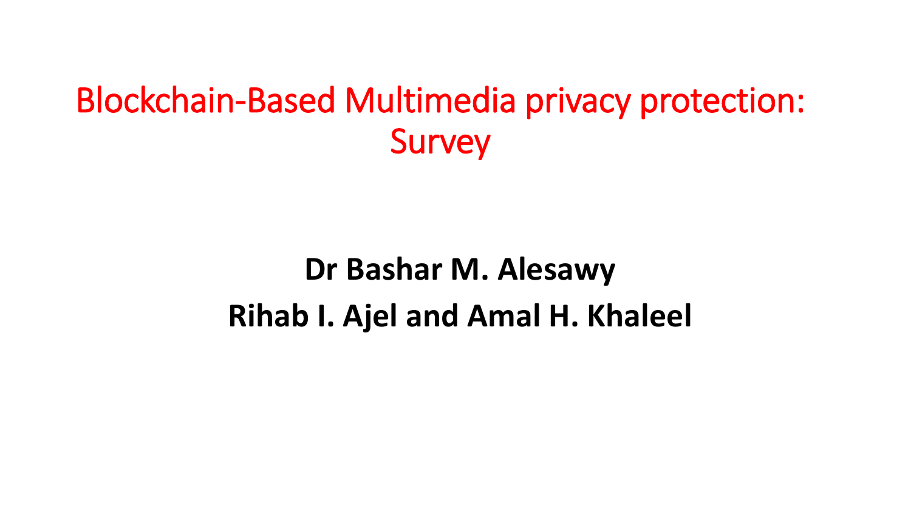# Blockchain-Based Multimedia privacy protection: Survey

**Dr Bashar M. Alesawy**

**Rihab I. Ajel and Amal H. Khaleel**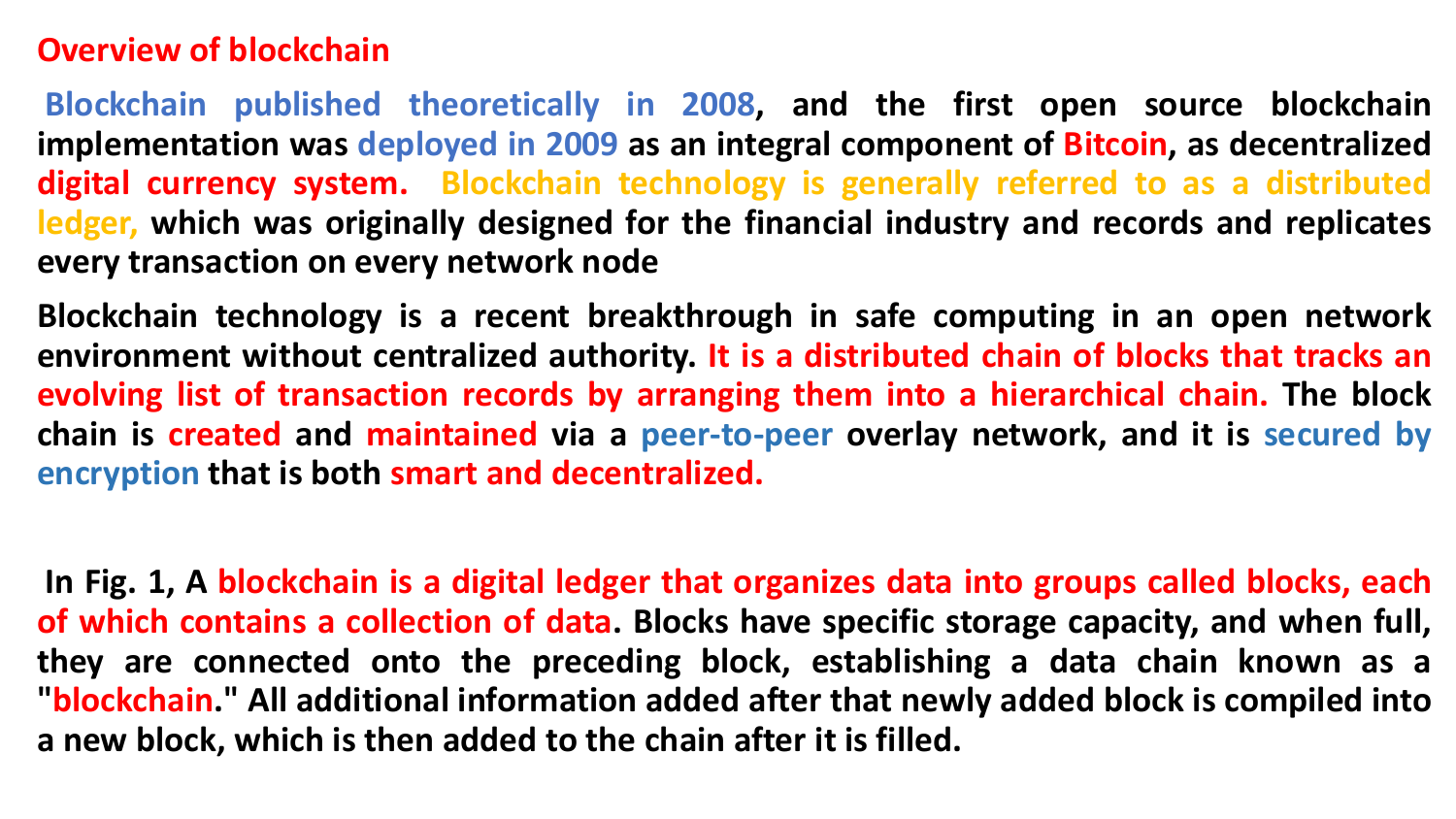## Overview of blockchain

Blockchain published theoretically in 2008, and the first open source blockchain implementation was deployed in 2009 as an integral component of Bitcoin, as decentralized digital currency system. Blockchain technology is generally referred to as a distributed ledger, which was originally designed for the financial industry and records and replicates every transaction on every network node

Blockchain technology is a recent breakthrough in safe computing in an open network environment without centralized authority. It is a distributed chain of blocks that tracks an evolving list of transaction records by arranging them into a hierarchical chain. The block chain is created and maintained via a peer-to-peer overlay network, and it is secured by encryption that is both smart and decentralized.

In Fig. 1, A blockchain is a digital ledger that organizes data into groups called blocks, each of which contains a collection of data. Blocks have specific storage capacity, and when full, they are connected onto the preceding block, establishing a data chain known as a "blockchain." All additional information added after that newly added block is compiled into a new block, which is then added to the chain after it is filled.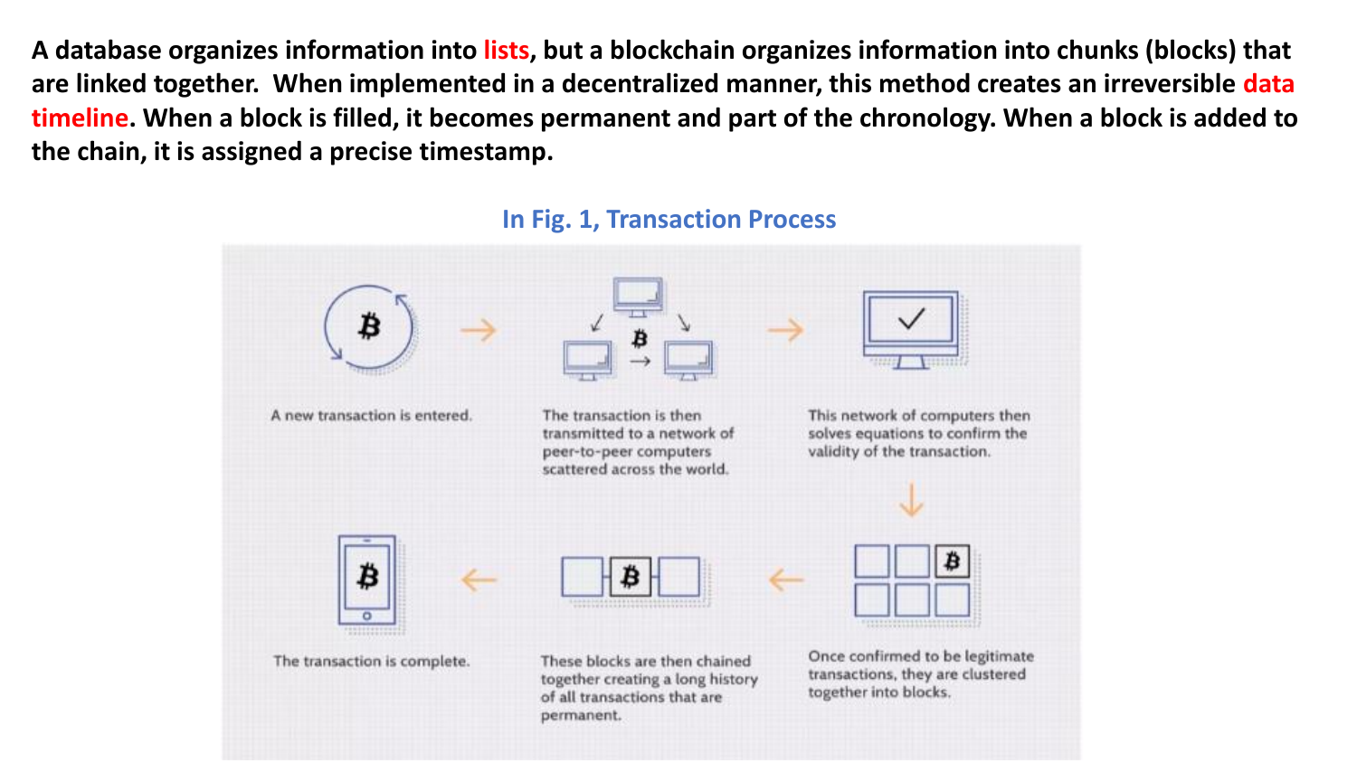**A database organizes information into lists, but a blockchain organizes information into chunks (blocks) that are linked together. When implemented in a decentralized manner, this method creates an irreversible data timeline. When a block is filled, it becomes permanent and part of the chronology. When a block is added to the chain, it is assigned a precise timestamp.**

**In Fig. 1, Transaction Process**

A new transaction is entered.

The transaction is then transmitted to a network of peer-to-peer computers scattered across the world.

This network of computers then solves equations to confirm the validity of the transaction.

Once confirmed to be legitimate transactions, they are clustered together into blocks.

These blocks are then chained together creating a long history of all transactions that are permanent.

The transaction is complete.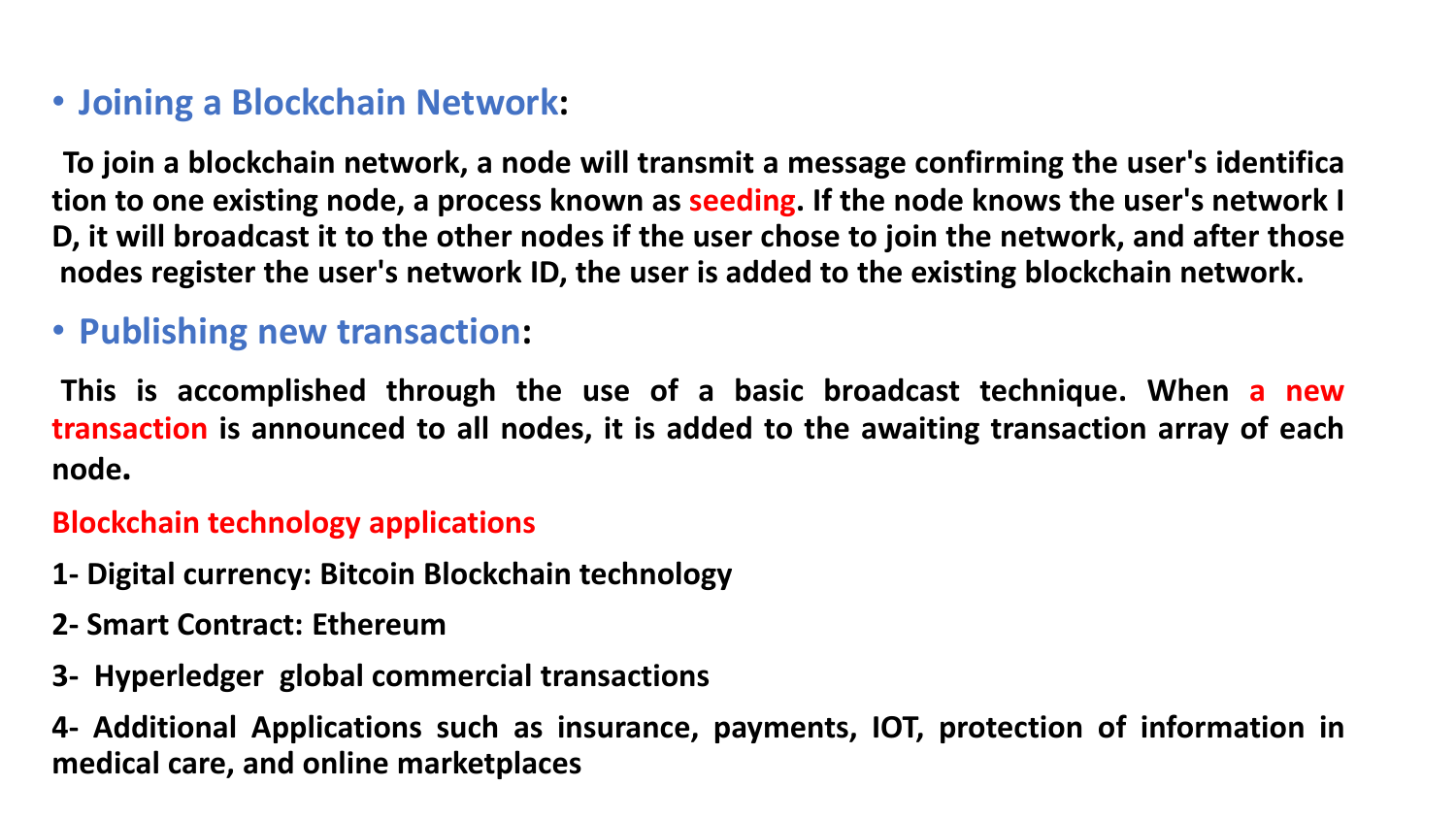- **Joining a Blockchain Network**:

**To join a blockchain network, a node will transmit a message confirming the user's identification to one existing node, a process known as seeding. If the node knows the user's network ID, it will broadcast it to the other nodes if the user chose to join the network, and after those nodes register the user's network ID, the user is added to the existing blockchain network.**

- **Publishing new transaction**:

**This is accomplished through the use of a basic broadcast technique. When a new transaction is announced to all nodes, it is added to the awaiting transaction array of each node.**

**Blockchain technology applications**

**1- Digital currency: Bitcoin Blockchain technology**

**2- Smart Contract: Ethereum**

**3- Hyperledger global commercial transactions**

**4- Additional Applications such as insurance, payments, IOT, protection of information in medical care, and online marketplaces**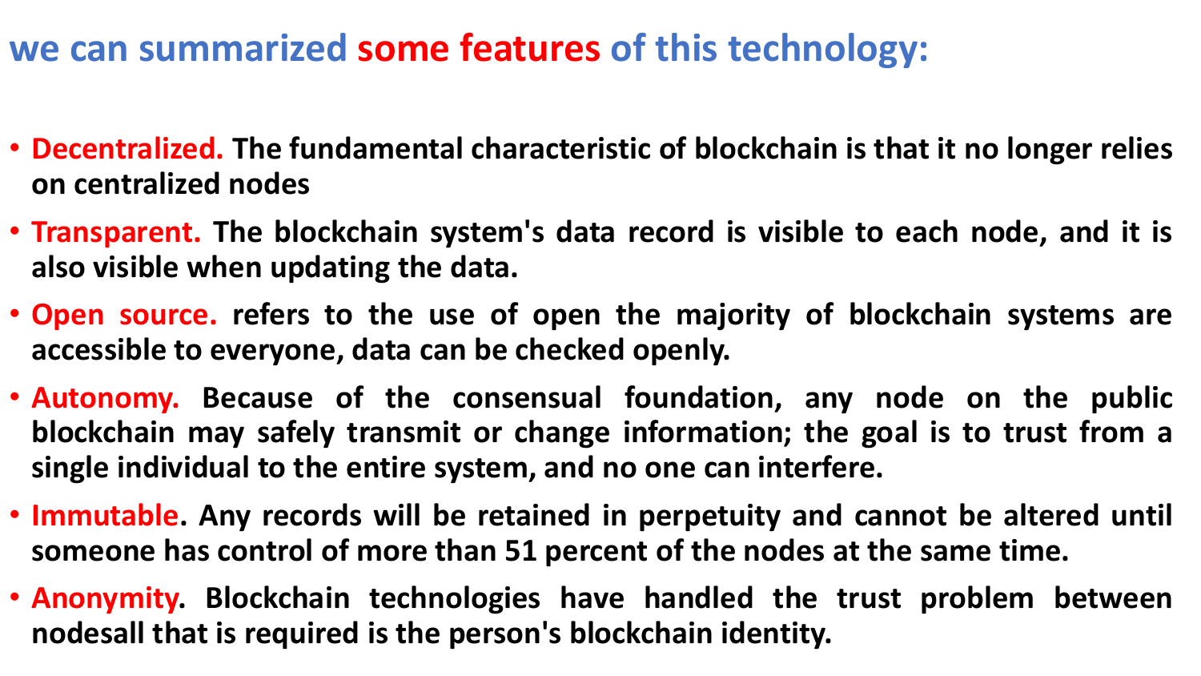## we can summarized some features of this technology:

- **Decentralized.** The fundamental characteristic of blockchain is that it no longer relies on centralized nodes
- **Transparent.** The blockchain system's data record is visible to each node, and it is also visible when updating the data.
- **Open source.** refers to the use of open the majority of blockchain systems are accessible to everyone, data can be checked openly.
- **Autonomy.** Because of the consensual foundation, any node on the public blockchain may safely transmit or change information; the goal is to trust from a single individual to the entire system, and no one can interfere.
- **Immutable.** Any records will be retained in perpetuity and cannot be altered until someone has control of more than 51 percent of the nodes at the same time.
- **Anonymity.** Blockchain technologies have handled the trust problem between nodesall that is required is the person's blockchain identity.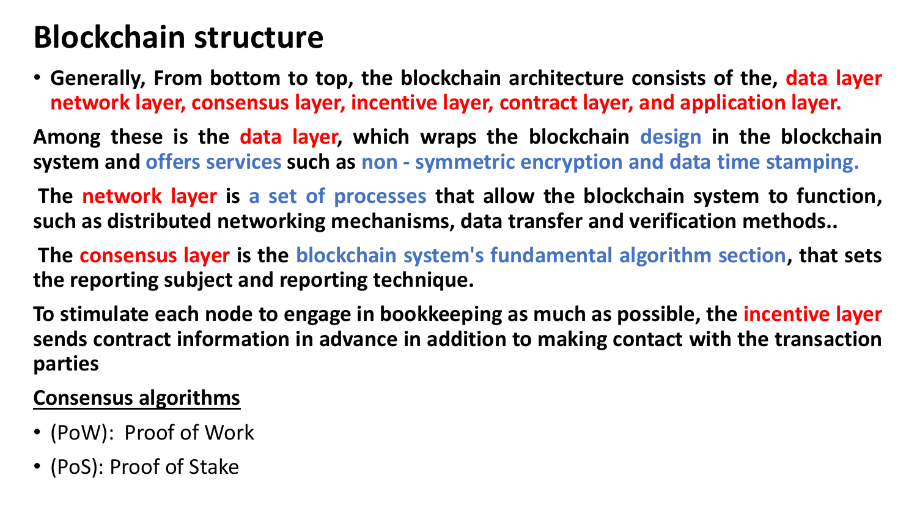# Blockchain structure

- **Generally, From bottom to top, the blockchain architecture consists of the, data layer network layer, consensus layer, incentive layer, contract layer, and application layer.**

**Among these is the data layer, which wraps the blockchain design in the blockchain system and offers services such as non - symmetric encryption and data time stamping.**

**The network layer is a set of processes that allow the blockchain system to function, such as distributed networking mechanisms, data transfer and verification methods..**

**The consensus layer is the blockchain system's fundamental algorithm section, that sets the reporting subject and reporting technique.**

**To stimulate each node to engage in bookkeeping as much as possible, the incentive layer sends contract information in advance in addition to making contact with the transaction parties**

**<u>Consensus algorithms</u>**

- (PoW): Proof of Work
- (PoS): Proof of Stake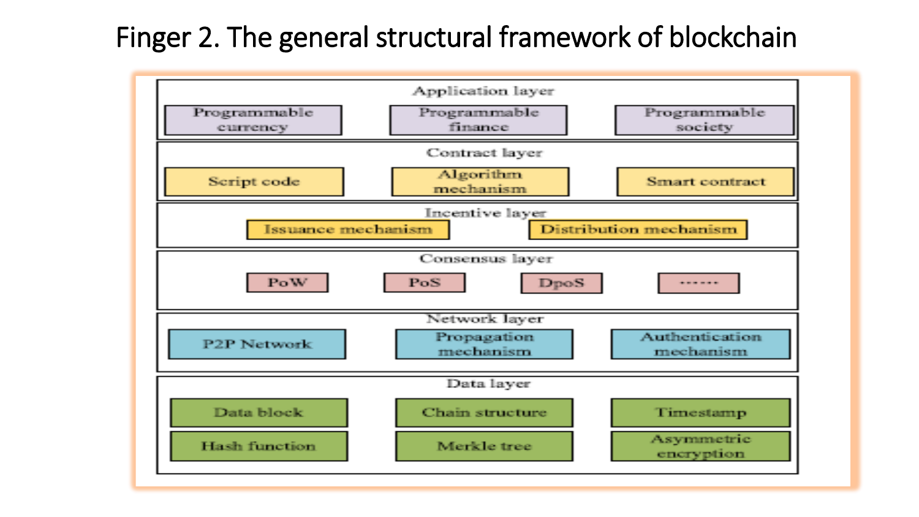# Finger 2. The general structural framework of blockchain

| Layer | | | |
|---|---|---|---|
| **Application layer** | Programmable currency | Programmable finance | Programmable society |
| **Contract layer** | Script code | Algorithm mechanism | Smart contract |
| **Incentive layer** | Issuance mechanism | Distribution mechanism | |
| **Consensus layer** | PoW | PoS | DpoS | ······ |
| **Network layer** | P2P Network | Propagation mechanism | Authentication mechanism |
| **Data layer** | Data block | Chain structure | Timestamp |
| | Hash function | Merkle tree | Asymmetric encryption |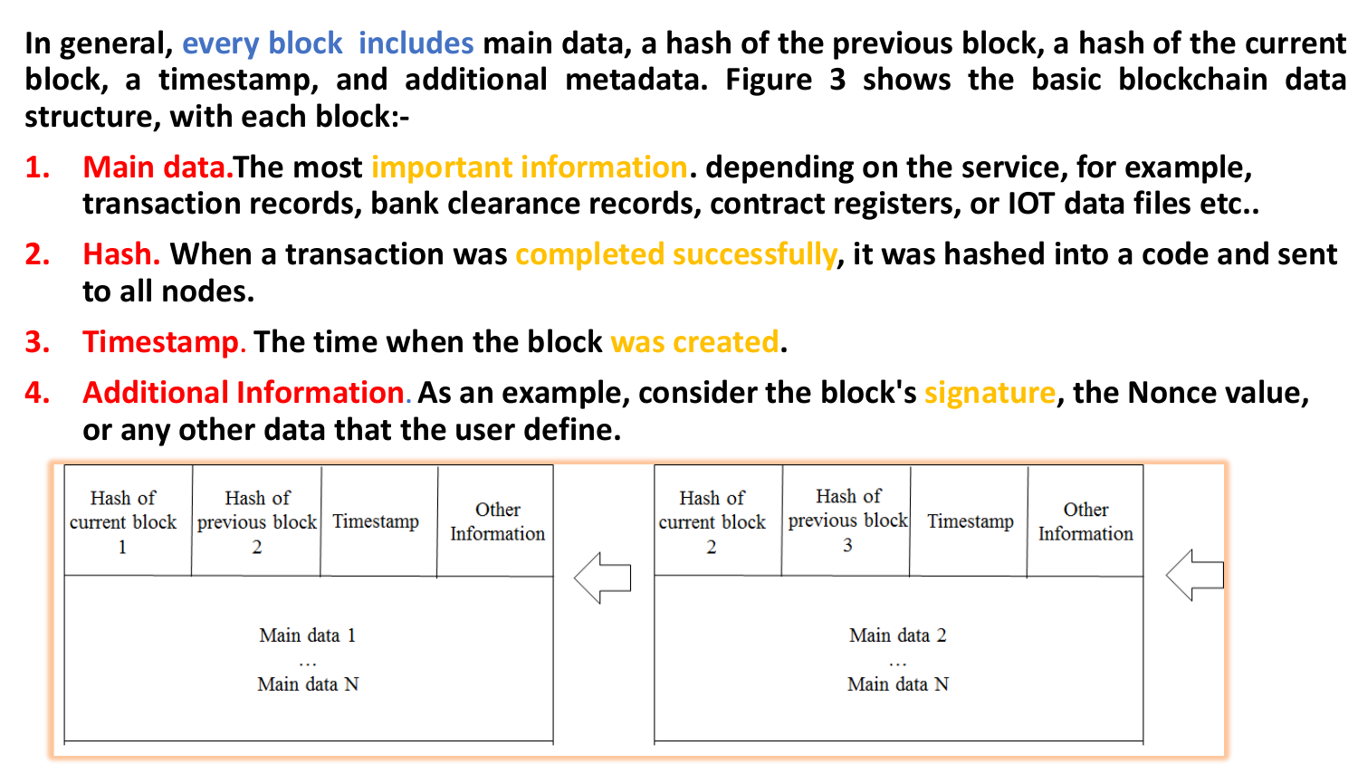In general, every block includes main data, a hash of the previous block, a hash of the current block, a timestamp, and additional metadata. Figure 3 shows the basic blockchain data structure, with each block:-

1. **Main data.** The most important information. depending on the service, for example, transaction records, bank clearance records, contract registers, or IOT data files etc..
2. **Hash.** When a transaction was completed successfully, it was hashed into a code and sent to all nodes.
3. **Timestamp.** The time when the block was created.
4. **Additional Information.** As an example, consider the block's signature, the Nonce value, or any other data that the user define.

| Hash of current block 1 | Hash of previous block 2 | Timestamp | Other Information |
| --- | --- | --- | --- |
| Main data 1 … Main data N | | | |

⇦

| Hash of current block 2 | Hash of previous block 3 | Timestamp | Other Information |
| --- | --- | --- | --- |
| Main data 2 … Main data N | | | |

⇦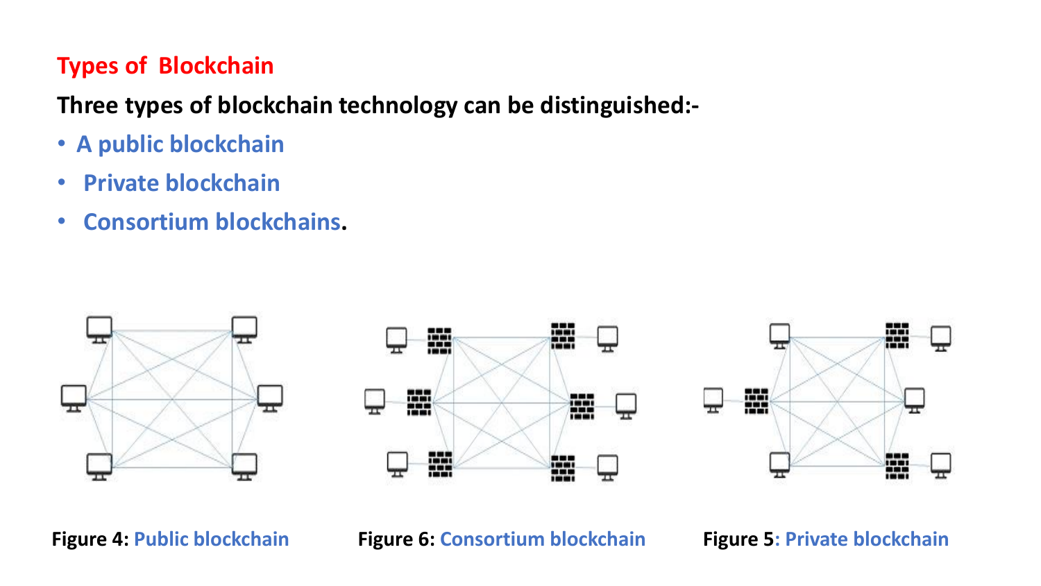## Types of Blockchain

**Three types of blockchain technology can be distinguished:-**

- **A public blockchain**
- **Private blockchain**
- **Consortium blockchains.**

**Figure 4:** Public blockchain

**Figure 6:** Consortium blockchain

**Figure 5:** Private blockchain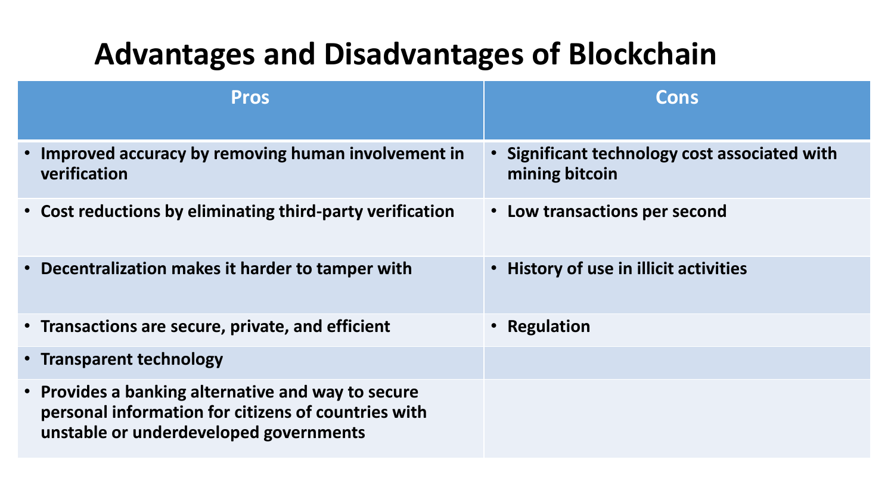# Advantages and Disadvantages of Blockchain

| Pros | Cons |
| --- | --- |
| • Improved accuracy by removing human involvement in verification | • Significant technology cost associated with mining bitcoin |
| • Cost reductions by eliminating third-party verification | • Low transactions per second |
| • Decentralization makes it harder to tamper with | • History of use in illicit activities |
| • Transactions are secure, private, and efficient | • Regulation |
| • Transparent technology | |
| • Provides a banking alternative and way to secure personal information for citizens of countries with unstable or underdeveloped governments | |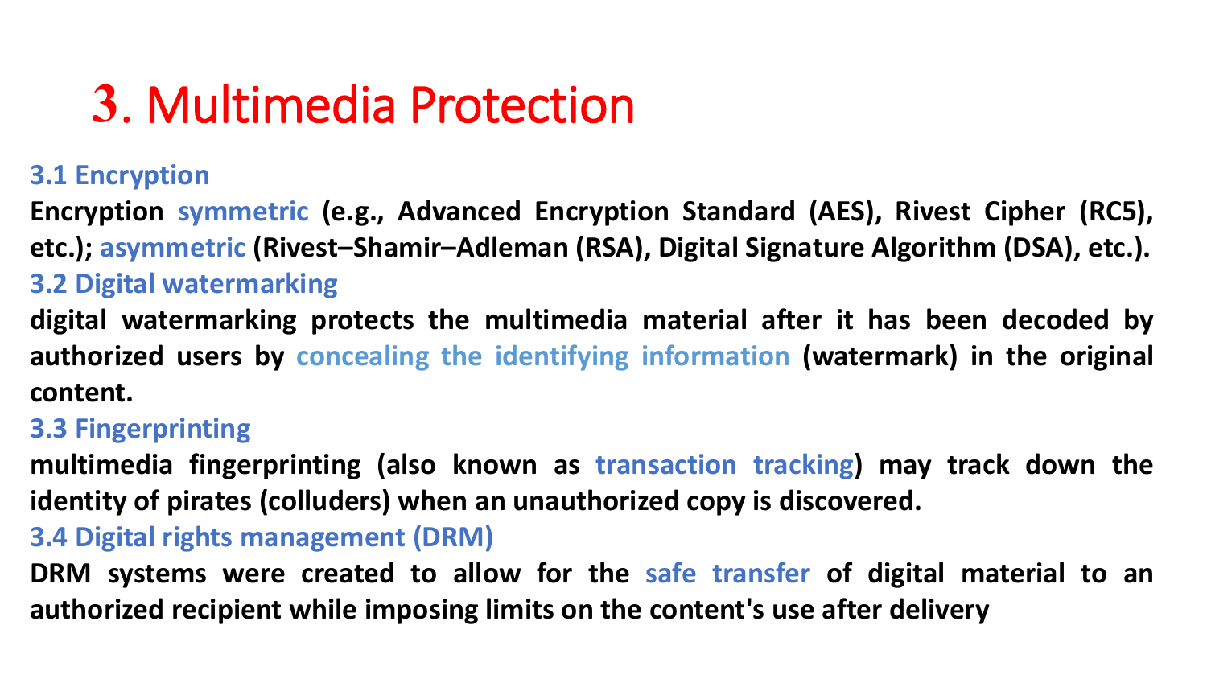# 3. Multimedia Protection

### 3.1 Encryption

**Encryption symmetric (e.g., Advanced Encryption Standard (AES), Rivest Cipher (RC5), etc.); asymmetric (Rivest–Shamir–Adleman (RSA), Digital Signature Algorithm (DSA), etc.).**

### 3.2 Digital watermarking

**digital watermarking protects the multimedia material after it has been decoded by authorized users by concealing the identifying information (watermark) in the original content.**

### 3.3 Fingerprinting

**multimedia fingerprinting (also known as transaction tracking) may track down the identity of pirates (colluders) when an unauthorized copy is discovered.**

### 3.4 Digital rights management (DRM)

**DRM systems were created to allow for the safe transfer of digital material to an authorized recipient while imposing limits on the content's use after delivery**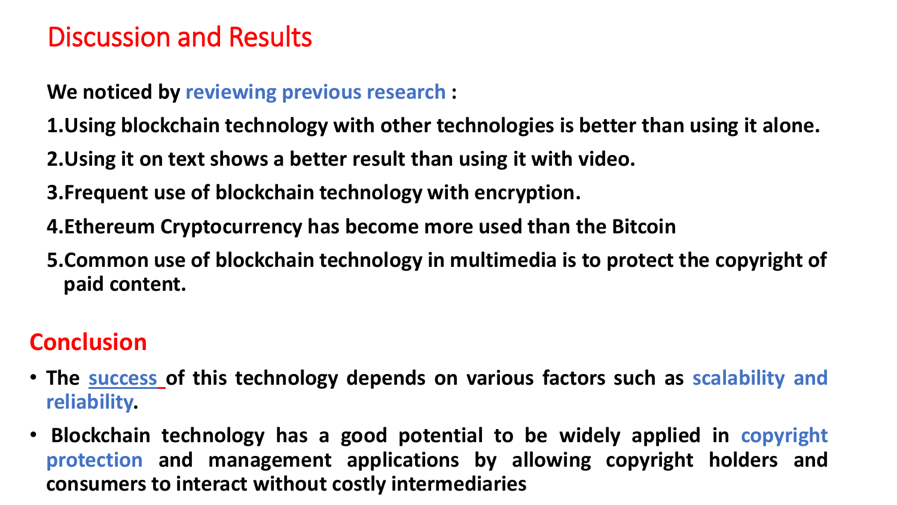# Discussion and Results

**We noticed by reviewing previous research :**

**1.Using blockchain technology with other technologies is better than using it alone.**

**2.Using it on text shows a better result than using it with video.**

**3.Frequent use of blockchain technology with encryption.**

**4.Ethereum Cryptocurrency has become more used than the Bitcoin**

**5.Common use of blockchain technology in multimedia is to protect the copyright of paid content.**

## Conclusion

- **The success of this technology depends on various factors such as scalability and reliability.**
- **Blockchain technology has a good potential to be widely applied in copyright protection and management applications by allowing copyright holders and consumers to interact without costly intermediaries**